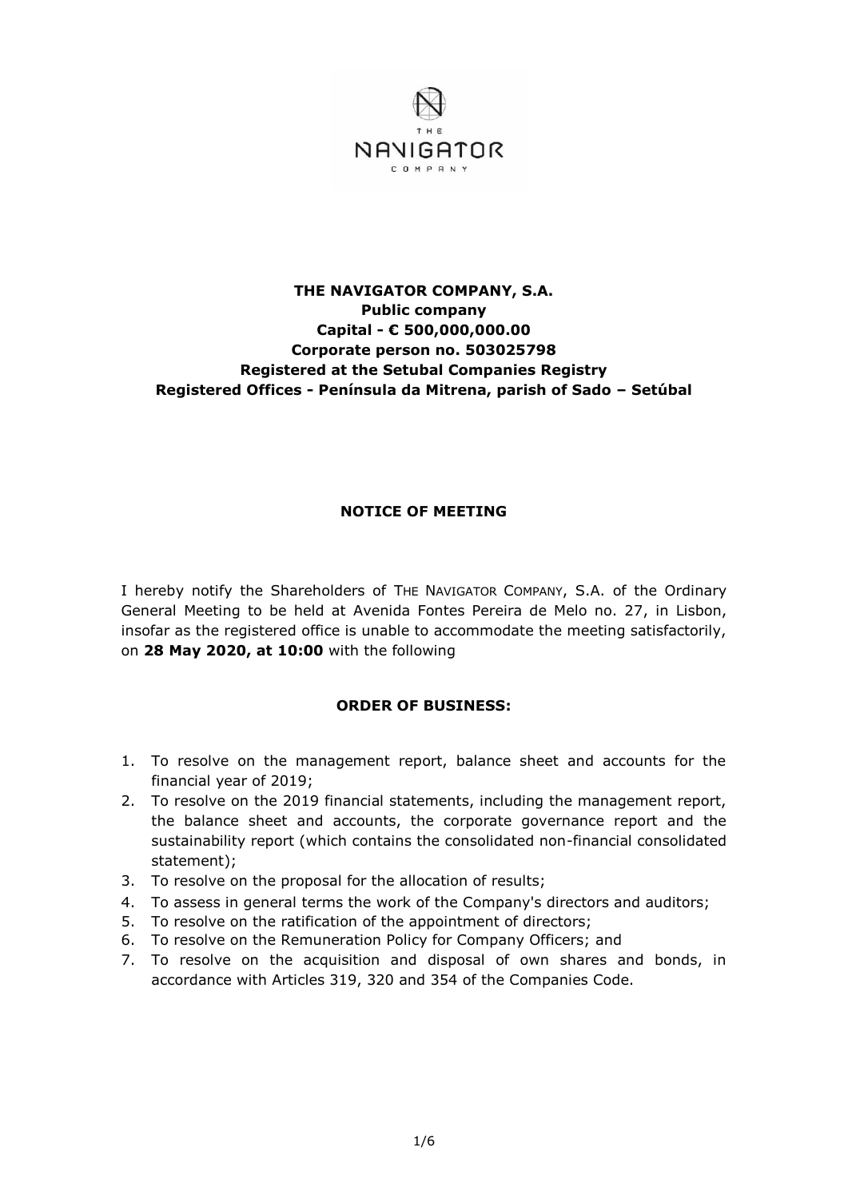**THE NAVIGATOR COMPANY, S.A.**
**Public company**
**Capital - € 500,000,000.00**
**Corporate person no. 503025798**
**Registered at the Setubal Companies Registry**
**Registered Offices - Península da Mitrena, parish of Sado – Setúbal**

## NOTICE OF MEETING

I hereby notify the Shareholders of THE NAVIGATOR COMPANY, S.A. of the Ordinary General Meeting to be held at Avenida Fontes Pereira de Melo no. 27, in Lisbon, insofar as the registered office is unable to accommodate the meeting satisfactorily, on **28 May 2020, at 10:00** with the following

## ORDER OF BUSINESS:

1. To resolve on the management report, balance sheet and accounts for the financial year of 2019;
2. To resolve on the 2019 financial statements, including the management report, the balance sheet and accounts, the corporate governance report and the sustainability report (which contains the consolidated non-financial consolidated statement);
3. To resolve on the proposal for the allocation of results;
4. To assess in general terms the work of the Company's directors and auditors;
5. To resolve on the ratification of the appointment of directors;
6. To resolve on the Remuneration Policy for Company Officers; and
7. To resolve on the acquisition and disposal of own shares and bonds, in accordance with Articles 319, 320 and 354 of the Companies Code.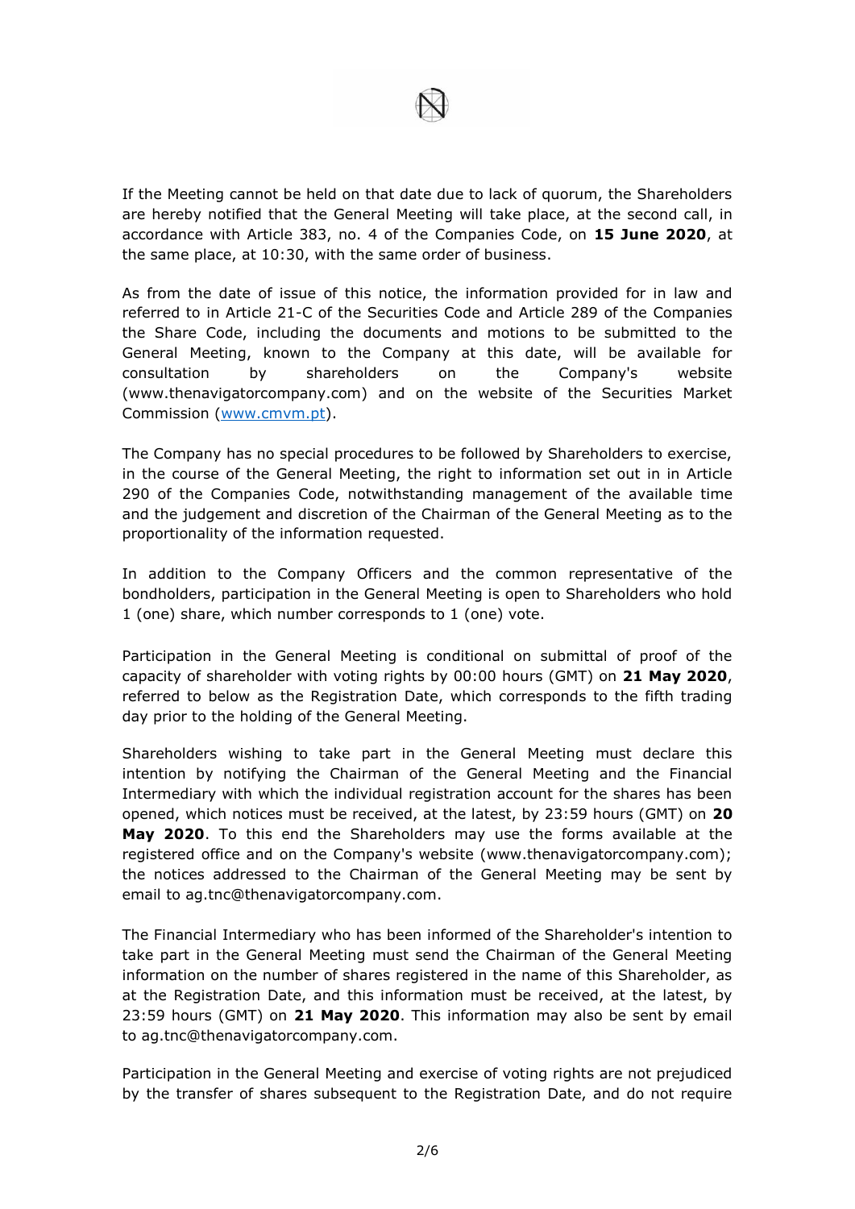If the Meeting cannot be held on that date due to lack of quorum, the Shareholders are hereby notified that the General Meeting will take place, at the second call, in accordance with Article 383, no. 4 of the Companies Code, on **15 June 2020**, at the same place, at 10:30, with the same order of business.

As from the date of issue of this notice, the information provided for in law and referred to in Article 21-C of the Securities Code and Article 289 of the Companies the Share Code, including the documents and motions to be submitted to the General Meeting, known to the Company at this date, will be available for consultation by shareholders on the Company's website (www.thenavigatorcompany.com) and on the website of the Securities Market Commission (www.cmvm.pt).

The Company has no special procedures to be followed by Shareholders to exercise, in the course of the General Meeting, the right to information set out in in Article 290 of the Companies Code, notwithstanding management of the available time and the judgement and discretion of the Chairman of the General Meeting as to the proportionality of the information requested.

In addition to the Company Officers and the common representative of the bondholders, participation in the General Meeting is open to Shareholders who hold 1 (one) share, which number corresponds to 1 (one) vote.

Participation in the General Meeting is conditional on submittal of proof of the capacity of shareholder with voting rights by 00:00 hours (GMT) on **21 May 2020**, referred to below as the Registration Date, which corresponds to the fifth trading day prior to the holding of the General Meeting.

Shareholders wishing to take part in the General Meeting must declare this intention by notifying the Chairman of the General Meeting and the Financial Intermediary with which the individual registration account for the shares has been opened, which notices must be received, at the latest, by 23:59 hours (GMT) on **20 May 2020**. To this end the Shareholders may use the forms available at the registered office and on the Company's website (www.thenavigatorcompany.com); the notices addressed to the Chairman of the General Meeting may be sent by email to ag.tnc@thenavigatorcompany.com.

The Financial Intermediary who has been informed of the Shareholder's intention to take part in the General Meeting must send the Chairman of the General Meeting information on the number of shares registered in the name of this Shareholder, as at the Registration Date, and this information must be received, at the latest, by 23:59 hours (GMT) on **21 May 2020**. This information may also be sent by email to ag.tnc@thenavigatorcompany.com.

Participation in the General Meeting and exercise of voting rights are not prejudiced by the transfer of shares subsequent to the Registration Date, and do not require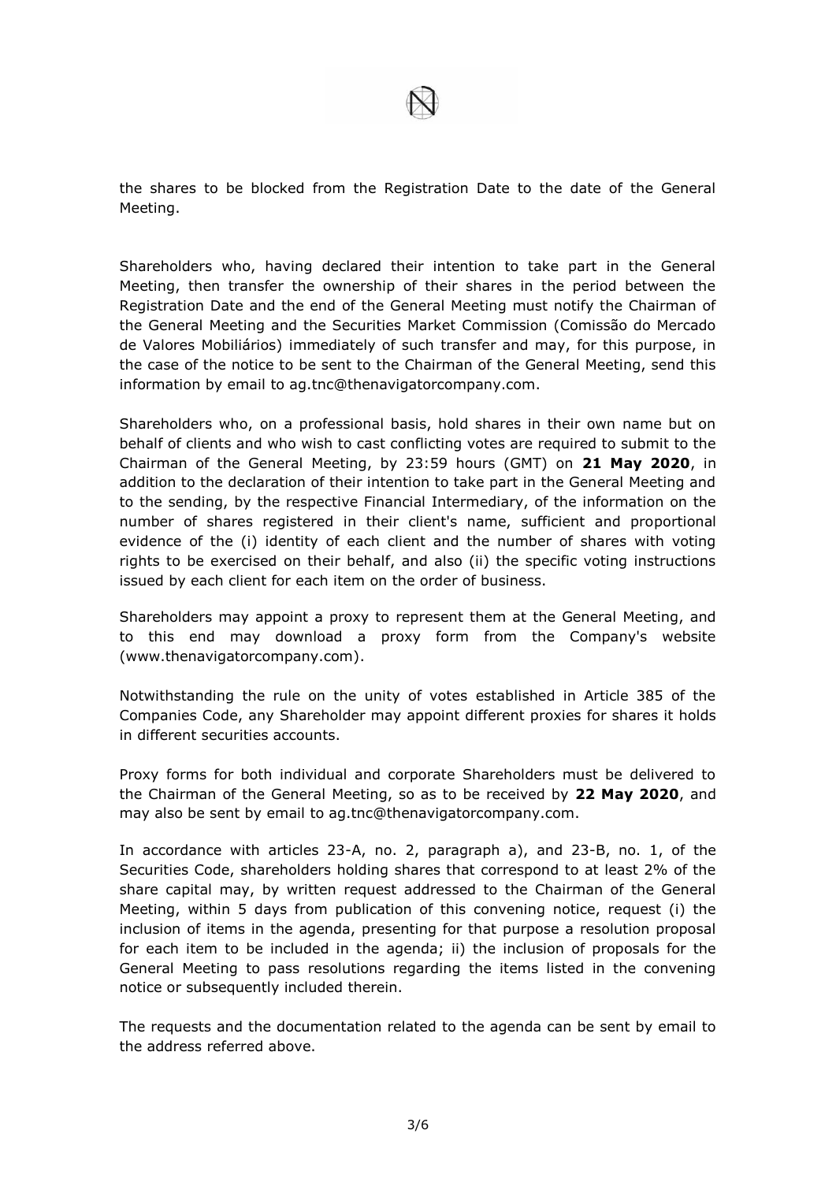the shares to be blocked from the Registration Date to the date of the General Meeting.

Shareholders who, having declared their intention to take part in the General Meeting, then transfer the ownership of their shares in the period between the Registration Date and the end of the General Meeting must notify the Chairman of the General Meeting and the Securities Market Commission (Comissão do Mercado de Valores Mobiliários) immediately of such transfer and may, for this purpose, in the case of the notice to be sent to the Chairman of the General Meeting, send this information by email to ag.tnc@thenavigatorcompany.com.

Shareholders who, on a professional basis, hold shares in their own name but on behalf of clients and who wish to cast conflicting votes are required to submit to the Chairman of the General Meeting, by 23:59 hours (GMT) on **21 May 2020**, in addition to the declaration of their intention to take part in the General Meeting and to the sending, by the respective Financial Intermediary, of the information on the number of shares registered in their client's name, sufficient and proportional evidence of the (i) identity of each client and the number of shares with voting rights to be exercised on their behalf, and also (ii) the specific voting instructions issued by each client for each item on the order of business.

Shareholders may appoint a proxy to represent them at the General Meeting, and to this end may download a proxy form from the Company's website (www.thenavigatorcompany.com).

Notwithstanding the rule on the unity of votes established in Article 385 of the Companies Code, any Shareholder may appoint different proxies for shares it holds in different securities accounts.

Proxy forms for both individual and corporate Shareholders must be delivered to the Chairman of the General Meeting, so as to be received by **22 May 2020**, and may also be sent by email to ag.tnc@thenavigatorcompany.com.

In accordance with articles 23-A, no. 2, paragraph a), and 23-B, no. 1, of the Securities Code, shareholders holding shares that correspond to at least 2% of the share capital may, by written request addressed to the Chairman of the General Meeting, within 5 days from publication of this convening notice, request (i) the inclusion of items in the agenda, presenting for that purpose a resolution proposal for each item to be included in the agenda; ii) the inclusion of proposals for the General Meeting to pass resolutions regarding the items listed in the convening notice or subsequently included therein.

The requests and the documentation related to the agenda can be sent by email to the address referred above.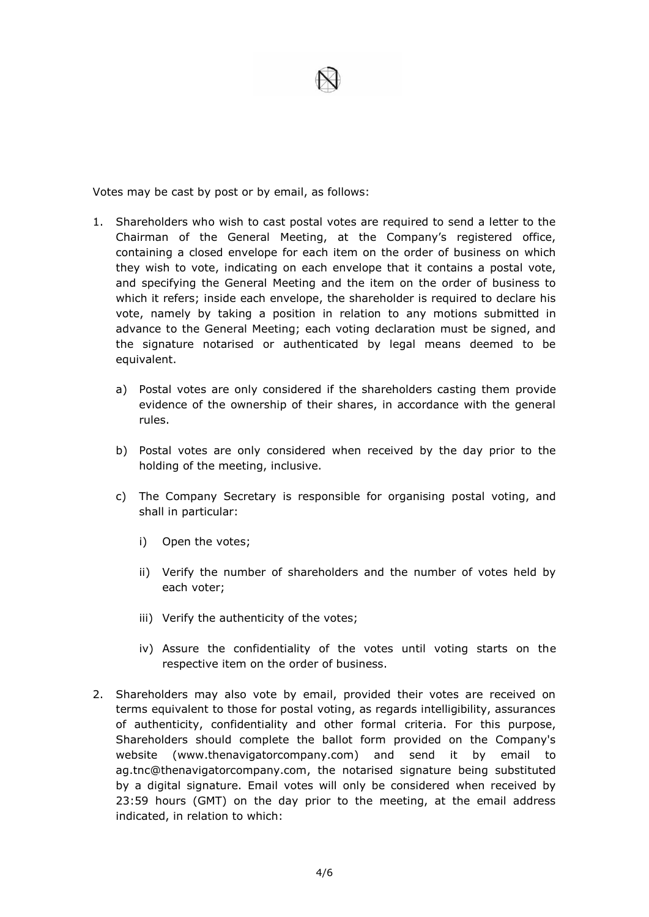Votes may be cast by post or by email, as follows:

1. Shareholders who wish to cast postal votes are required to send a letter to the Chairman of the General Meeting, at the Company's registered office, containing a closed envelope for each item on the order of business on which they wish to vote, indicating on each envelope that it contains a postal vote, and specifying the General Meeting and the item on the order of business to which it refers; inside each envelope, the shareholder is required to declare his vote, namely by taking a position in relation to any motions submitted in advance to the General Meeting; each voting declaration must be signed, and the signature notarised or authenticated by legal means deemed to be equivalent.

   a) Postal votes are only considered if the shareholders casting them provide evidence of the ownership of their shares, in accordance with the general rules.

   b) Postal votes are only considered when received by the day prior to the holding of the meeting, inclusive.

   c) The Company Secretary is responsible for organising postal voting, and shall in particular:

      i) Open the votes;

      ii) Verify the number of shareholders and the number of votes held by each voter;

      iii) Verify the authenticity of the votes;

      iv) Assure the confidentiality of the votes until voting starts on the respective item on the order of business.

2. Shareholders may also vote by email, provided their votes are received on terms equivalent to those for postal voting, as regards intelligibility, assurances of authenticity, confidentiality and other formal criteria. For this purpose, Shareholders should complete the ballot form provided on the Company's website (www.thenavigatorcompany.com) and send it by email to ag.tnc@thenavigatorcompany.com, the notarised signature being substituted by a digital signature. Email votes will only be considered when received by 23:59 hours (GMT) on the day prior to the meeting, at the email address indicated, in relation to which: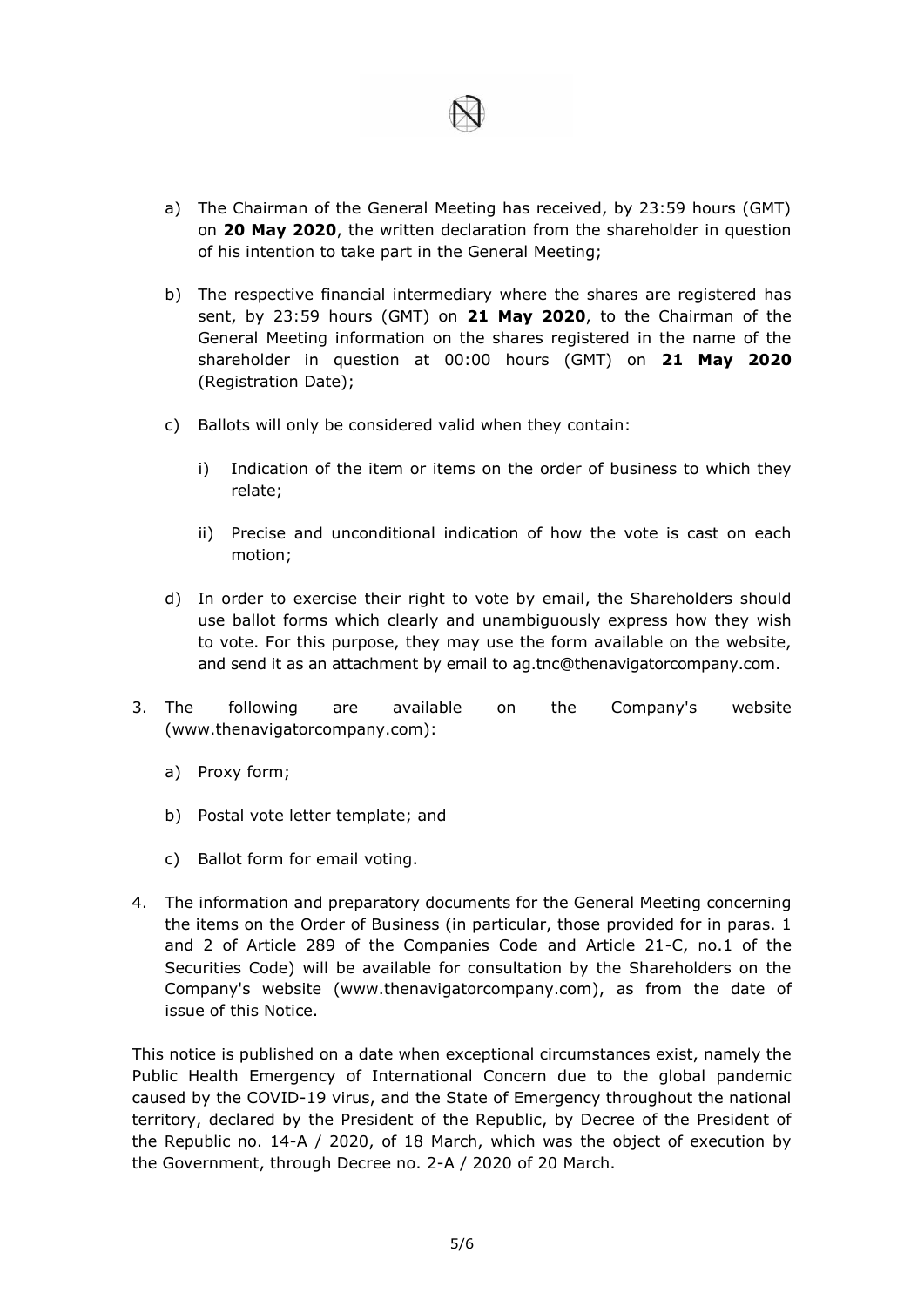a) The Chairman of the General Meeting has received, by 23:59 hours (GMT) on **20 May 2020**, the written declaration from the shareholder in question of his intention to take part in the General Meeting;

b) The respective financial intermediary where the shares are registered has sent, by 23:59 hours (GMT) on **21 May 2020**, to the Chairman of the General Meeting information on the shares registered in the name of the shareholder in question at 00:00 hours (GMT) on **21 May 2020** (Registration Date);

c) Ballots will only be considered valid when they contain:

   i) Indication of the item or items on the order of business to which they relate;

   ii) Precise and unconditional indication of how the vote is cast on each motion;

d) In order to exercise their right to vote by email, the Shareholders should use ballot forms which clearly and unambiguously express how they wish to vote. For this purpose, they may use the form available on the website, and send it as an attachment by email to ag.tnc@thenavigatorcompany.com.

3. The following are available on the Company's website (www.thenavigatorcompany.com):

   a) Proxy form;

   b) Postal vote letter template; and

   c) Ballot form for email voting.

4. The information and preparatory documents for the General Meeting concerning the items on the Order of Business (in particular, those provided for in paras. 1 and 2 of Article 289 of the Companies Code and Article 21-C, no.1 of the Securities Code) will be available for consultation by the Shareholders on the Company's website (www.thenavigatorcompany.com), as from the date of issue of this Notice.

This notice is published on a date when exceptional circumstances exist, namely the Public Health Emergency of International Concern due to the global pandemic caused by the COVID-19 virus, and the State of Emergency throughout the national territory, declared by the President of the Republic, by Decree of the President of the Republic no. 14-A / 2020, of 18 March, which was the object of execution by the Government, through Decree no. 2-A / 2020 of 20 March.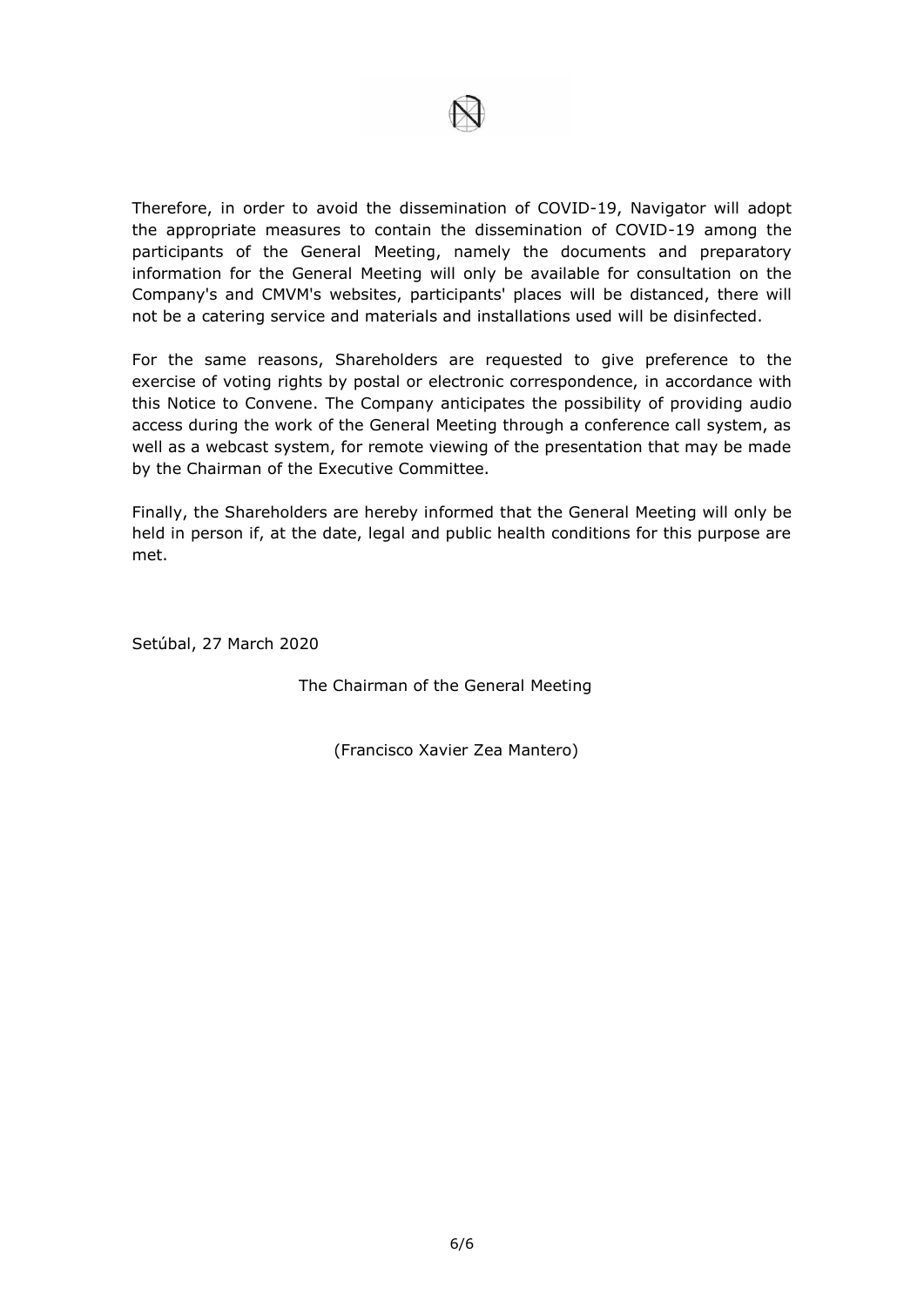Therefore, in order to avoid the dissemination of COVID-19, Navigator will adopt the appropriate measures to contain the dissemination of COVID-19 among the participants of the General Meeting, namely the documents and preparatory information for the General Meeting will only be available for consultation on the Company's and CMVM's websites, participants' places will be distanced, there will not be a catering service and materials and installations used will be disinfected.

For the same reasons, Shareholders are requested to give preference to the exercise of voting rights by postal or electronic correspondence, in accordance with this Notice to Convene. The Company anticipates the possibility of providing audio access during the work of the General Meeting through a conference call system, as well as a webcast system, for remote viewing of the presentation that may be made by the Chairman of the Executive Committee.

Finally, the Shareholders are hereby informed that the General Meeting will only be held in person if, at the date, legal and public health conditions for this purpose are met.

Setúbal, 27 March 2020

The Chairman of the General Meeting

(Francisco Xavier Zea Mantero)